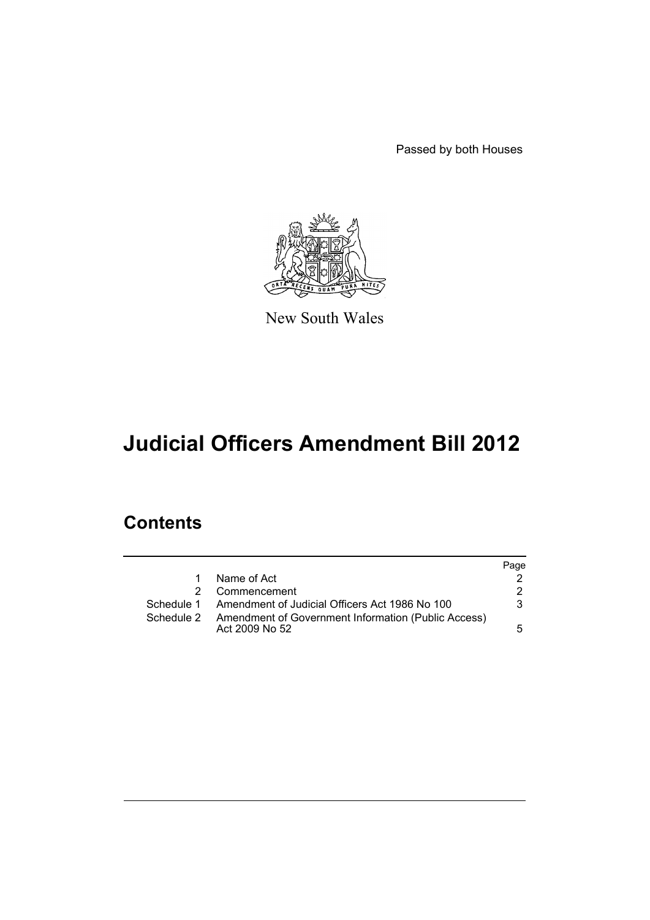Passed by both Houses

New South Wales

# Judicial Officers Amendment Bill 2012

## Contents

| | | Page |
|---|---|---|
| 1 | Name of Act | 2 |
| 2 | Commencement | 2 |
| Schedule 1 | Amendment of Judicial Officers Act 1986 No 100 | 3 |
| Schedule 2 | Amendment of Government Information (Public Access) Act 2009 No 52 | 5 |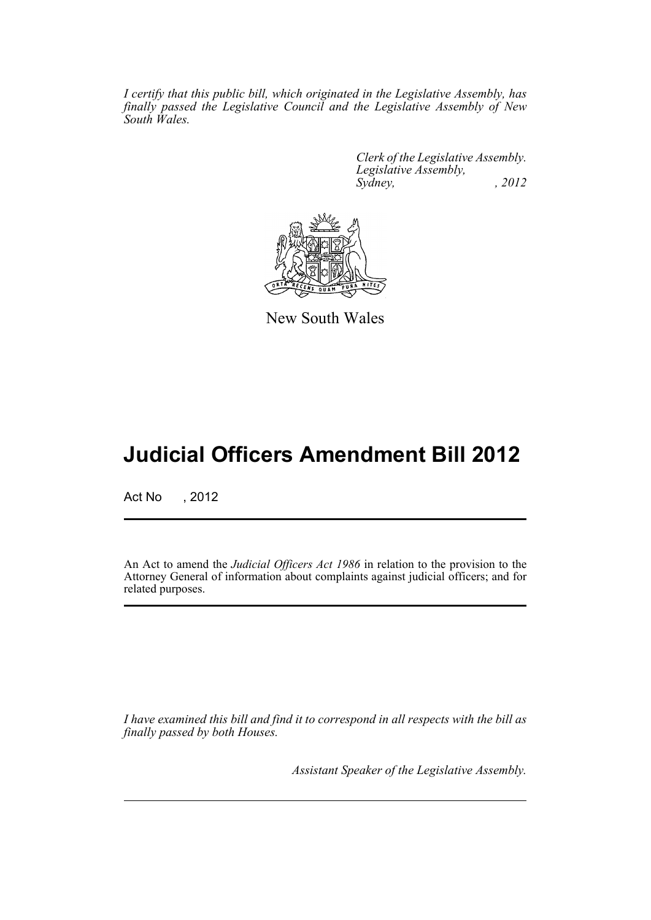*I certify that this public bill, which originated in the Legislative Assembly, has finally passed the Legislative Council and the Legislative Assembly of New South Wales.*

*Clerk of the Legislative Assembly.*
*Legislative Assembly,*
*Sydney, , 2012*

New South Wales

# Judicial Officers Amendment Bill 2012

Act No , 2012

An Act to amend the *Judicial Officers Act 1986* in relation to the provision to the Attorney General of information about complaints against judicial officers; and for related purposes.

*I have examined this bill and find it to correspond in all respects with the bill as finally passed by both Houses.*

*Assistant Speaker of the Legislative Assembly.*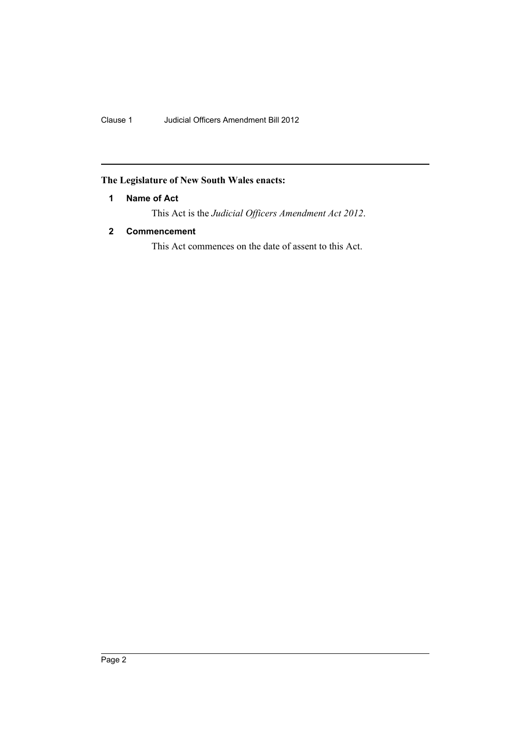**The Legislature of New South Wales enacts:**

## 1 Name of Act

This Act is the *Judicial Officers Amendment Act 2012*.

## 2 Commencement

This Act commences on the date of assent to this Act.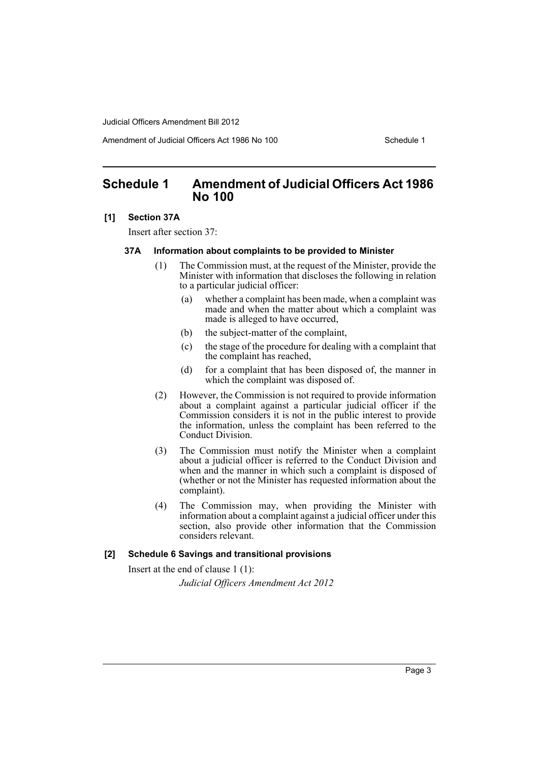# Schedule 1 Amendment of Judicial Officers Act 1986 No 100

**[1] Section 37A**

Insert after section 37:

**37A Information about complaints to be provided to Minister**

(1) The Commission must, at the request of the Minister, provide the Minister with information that discloses the following in relation to a particular judicial officer:

(a) whether a complaint has been made, when a complaint was made and when the matter about which a complaint was made is alleged to have occurred,

(b) the subject-matter of the complaint,

(c) the stage of the procedure for dealing with a complaint that the complaint has reached,

(d) for a complaint that has been disposed of, the manner in which the complaint was disposed of.

(2) However, the Commission is not required to provide information about a complaint against a particular judicial officer if the Commission considers it is not in the public interest to provide the information, unless the complaint has been referred to the Conduct Division.

(3) The Commission must notify the Minister when a complaint about a judicial officer is referred to the Conduct Division and when and the manner in which such a complaint is disposed of (whether or not the Minister has requested information about the complaint).

(4) The Commission may, when providing the Minister with information about a complaint against a judicial officer under this section, also provide other information that the Commission considers relevant.

**[2] Schedule 6 Savings and transitional provisions**

Insert at the end of clause 1 (1):

*Judicial Officers Amendment Act 2012*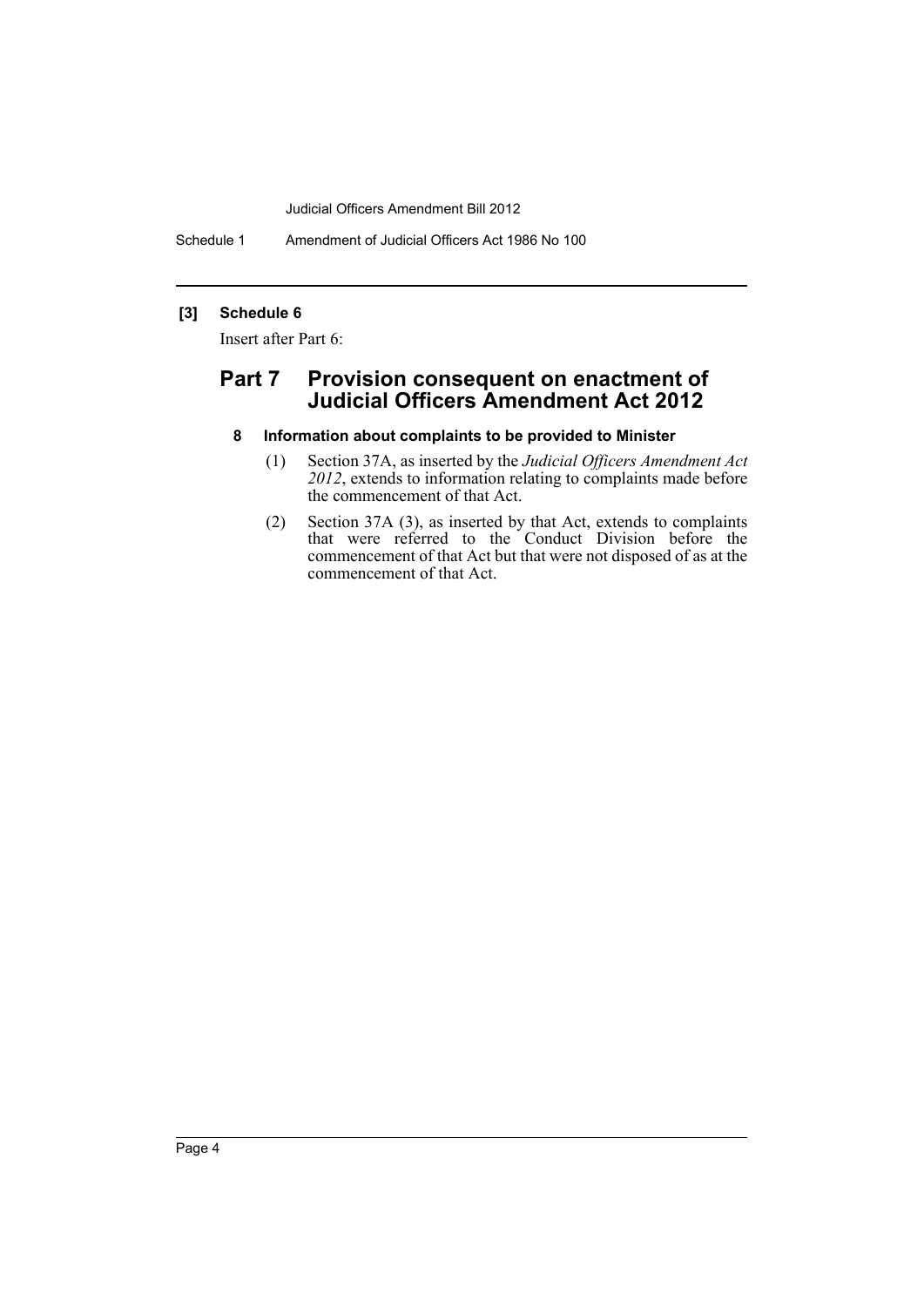**[3] Schedule 6**

Insert after Part 6:

## Part 7 Provision consequent on enactment of Judicial Officers Amendment Act 2012

### 8 Information about complaints to be provided to Minister

(1) Section 37A, as inserted by the *Judicial Officers Amendment Act 2012*, extends to information relating to complaints made before the commencement of that Act.

(2) Section 37A (3), as inserted by that Act, extends to complaints that were referred to the Conduct Division before the commencement of that Act but that were not disposed of as at the commencement of that Act.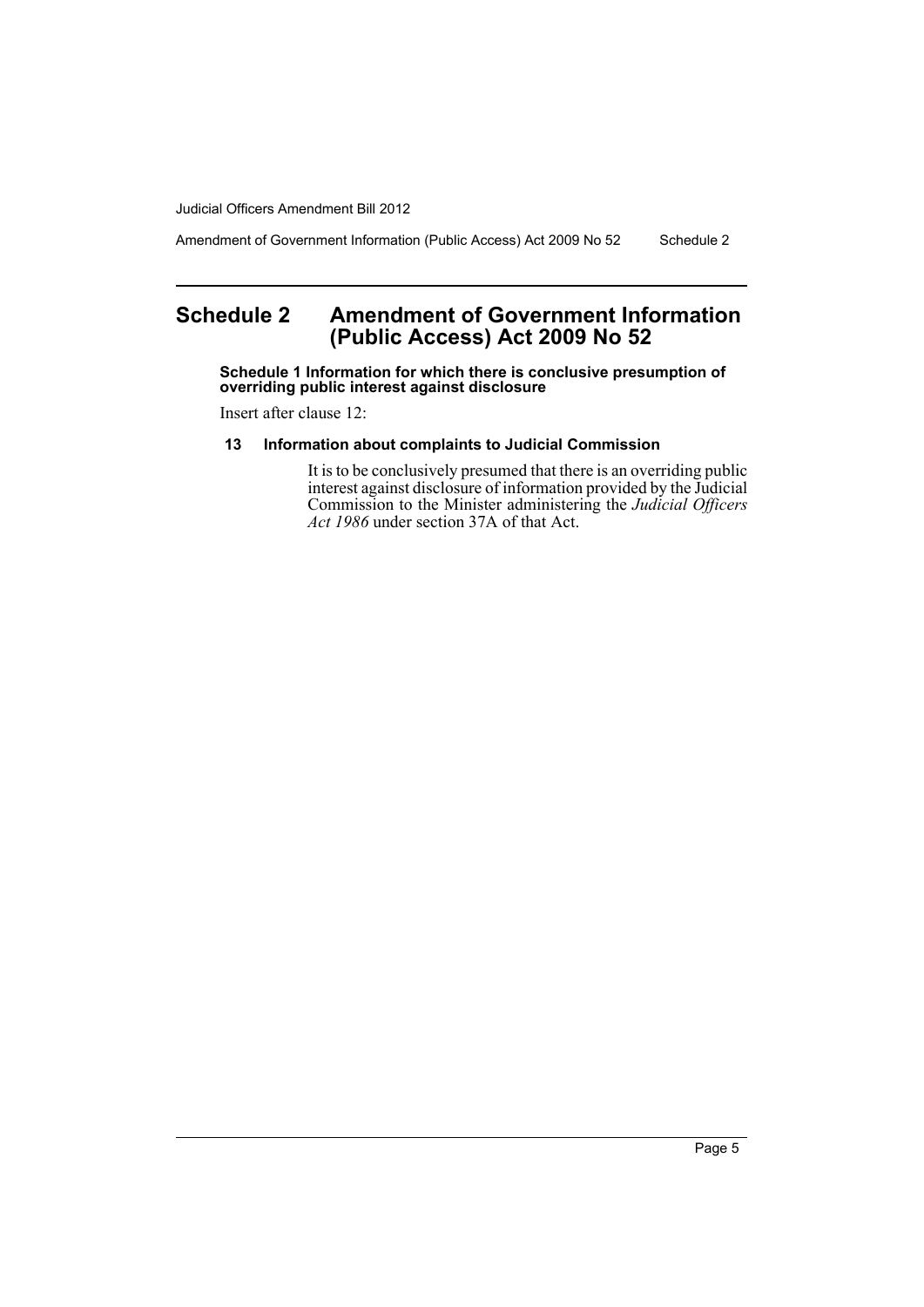## Schedule 2 Amendment of Government Information (Public Access) Act 2009 No 52

**Schedule 1 Information for which there is conclusive presumption of overriding public interest against disclosure**

Insert after clause 12:

**13 Information about complaints to Judicial Commission**

It is to be conclusively presumed that there is an overriding public interest against disclosure of information provided by the Judicial Commission to the Minister administering the *Judicial Officers Act 1986* under section 37A of that Act.